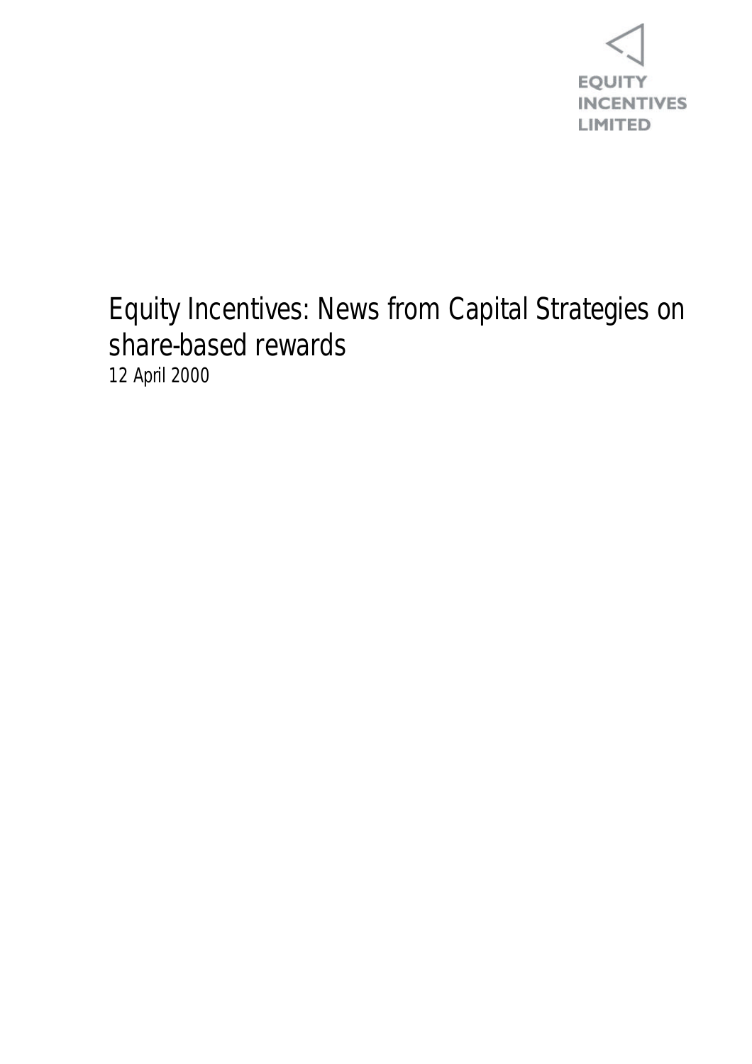EQUITY INCENTIVES LIMITED

# Equity Incentives: News from Capital Strategies on share-based rewards

12 April 2000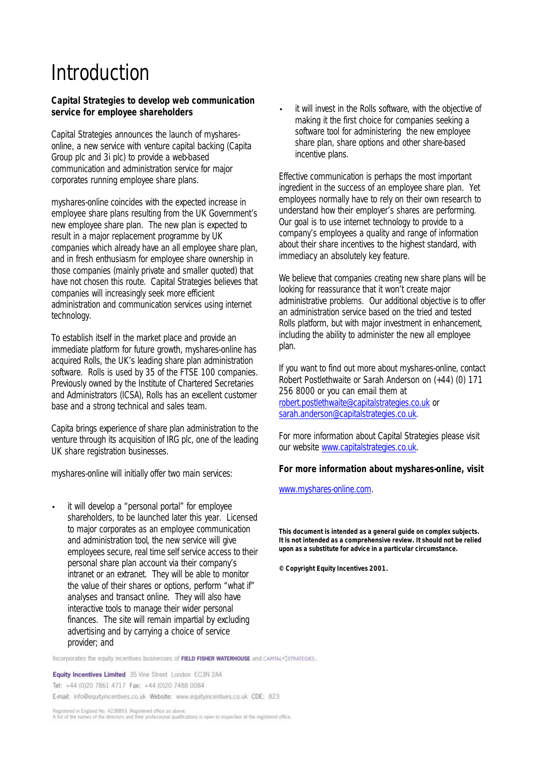# Introduction

**Capital Strategies to develop web communication service for employee shareholders**

Capital Strategies announces the launch of myshares-online, a new service with venture capital backing (Capita Group plc and 3i plc) to provide a web-based communication and administration service for major corporates running employee share plans.

myshares-online coincides with the expected increase in employee share plans resulting from the UK Government's new employee share plan. The new plan is expected to result in a major replacement programme by UK companies which already have an all employee share plan, and in fresh enthusiasm for employee share ownership in those companies (mainly private and smaller quoted) that have not chosen this route. Capital Strategies believes that companies will increasingly seek more efficient administration and communication services using internet technology.

To establish itself in the market place and provide an immediate platform for future growth, myshares-online has acquired Rolls, the UK's leading share plan administration software. Rolls is used by 35 of the FTSE 100 companies. Previously owned by the Institute of Chartered Secretaries and Administrators (ICSA), Rolls has an excellent customer base and a strong technical and sales team.

Capita brings experience of share plan administration to the venture through its acquisition of IRG plc, one of the leading UK share registration businesses.

myshares-online will initially offer two main services:

- it will develop a "personal portal" for employee shareholders, to be launched later this year. Licensed to major corporates as an employee communication and administration tool, the new service will give employees secure, real time self service access to their personal share plan account via their company's intranet or an extranet. They will be able to monitor the value of their shares or options, perform "what if" analyses and transact online. They will also have interactive tools to manage their wider personal finances. The site will remain impartial by excluding advertising and by carrying a choice of service provider; and
- it will invest in the Rolls software, with the objective of making it the first choice for companies seeking a software tool for administering the new employee share plan, share options and other share-based incentive plans.

Effective communication is perhaps the most important ingredient in the success of an employee share plan. Yet employees normally have to rely on their own research to understand how their employer's shares are performing. Our goal is to use internet technology to provide to a company's employees a quality and range of information about their share incentives to the highest standard, with immediacy an absolutely key feature.

We believe that companies creating new share plans will be looking for reassurance that it won't create major administrative problems. Our additional objective is to offer an administration service based on the tried and tested Rolls platform, but with major investment in enhancement, including the ability to administer the new all employee plan.

If you want to find out more about myshares-online, contact Robert Postlethwaite or Sarah Anderson on (+44) (0) 171 256 8000 or you can email them at robert.postlethwaite@capitalstrategies.co.uk or sarah.anderson@capitalstrategies.co.uk.

For more information about Capital Strategies please visit our website www.capitalstrategies.co.uk.

**For more information about myshares-online, visit**

www.myshares-online.com.

**This document is intended as a general guide on complex subjects. It is not intended as a comprehensive review. It should not be relied upon as a substitute for advice in a particular circumstance.**

**© Copyright Equity Incentives 2001.**

Incorporates the equity incentives businesses of FIELD FISHER WATERHOUSE and CAPITAL STRATEGIES.

**Equity Incentives Limited** 35 Vine Street London EC3N 2AA
Tel: +44 (0)20 7861 4717 Fax: +44 (0)20 7488 0084
E-mail: info@equityincentives.co.uk Website: www.equityincentives.co.uk CDE: 823

Registered in England No. 4238893. Registered office as above.
A list of the names of the directors and their professional qualifications is open to inspection at the registered office.